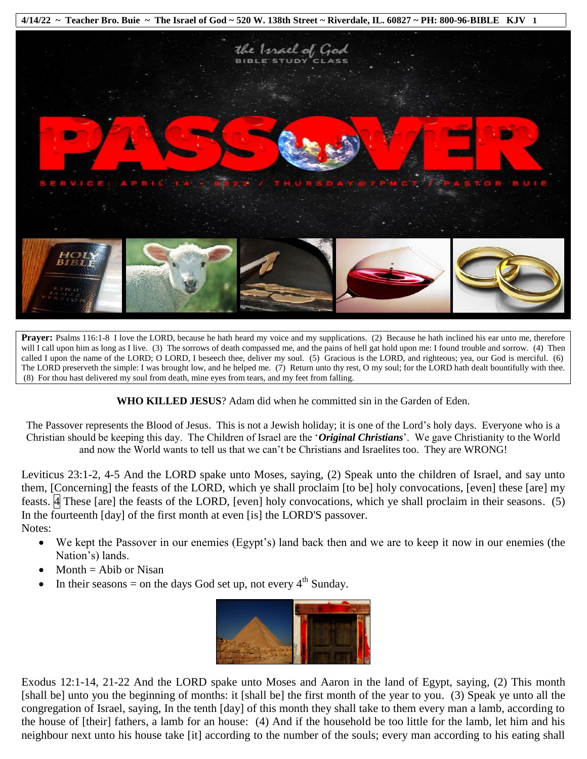**Prayer:** Psalms 116:1-8 I love the LORD, because he hath heard my voice and my supplications. (2) Because he hath inclined his ear unto me, therefore will I call upon him as long as I live. (3) The sorrows of death compassed me, and the pains of hell gat hold upon me: I found trouble and sorrow. (4) Then called I upon the name of the LORD; O LORD, I beseech thee, deliver my soul. (5) Gracious is the LORD, and righteous; yea, our God is merciful. (6) The LORD preserveth the simple: I was brought low, and he helped me. (7) Return unto thy rest, O my soul; for the LORD hath dealt bountifully with thee. (8) For thou hast delivered my soul from death, mine eyes from tears, and my feet from falling.

**WHO KILLED JESUS**? Adam did when he committed sin in the Garden of Eden.

The Passover represents the Blood of Jesus. This is not a Jewish holiday; it is one of the Lord's holy days. Everyone who is a Christian should be keeping this day. The Children of Israel are the '***Original Christians***'. We gave Christianity to the World and now the World wants to tell us that we can't be Christians and Israelites too. They are WRONG!

Leviticus 23:1-2, 4-5 And the LORD spake unto Moses, saying, (2) Speak unto the children of Israel, and say unto them, [Concerning] the feasts of the LORD, which ye shall proclaim [to be] holy convocations, [even] these [are] my feasts. 4 These [are] the feasts of the LORD, [even] holy convocations, which ye shall proclaim in their seasons. (5) In the fourteenth [day] of the first month at even [is] the LORD'S passover.

Notes:

- We kept the Passover in our enemies (Egypt's) land back then and we are to keep it now in our enemies (the Nation's) lands.
- Month = Abib or Nisan
- In their seasons = on the days God set up, not every 4th Sunday.

Exodus 12:1-14, 21-22 And the LORD spake unto Moses and Aaron in the land of Egypt, saying, (2) This month [shall be] unto you the beginning of months: it [shall be] the first month of the year to you. (3) Speak ye unto all the congregation of Israel, saying, In the tenth [day] of this month they shall take to them every man a lamb, according to the house of [their] fathers, a lamb for an house: (4) And if the household be too little for the lamb, let him and his neighbour next unto his house take [it] according to the number of the souls; every man according to his eating shall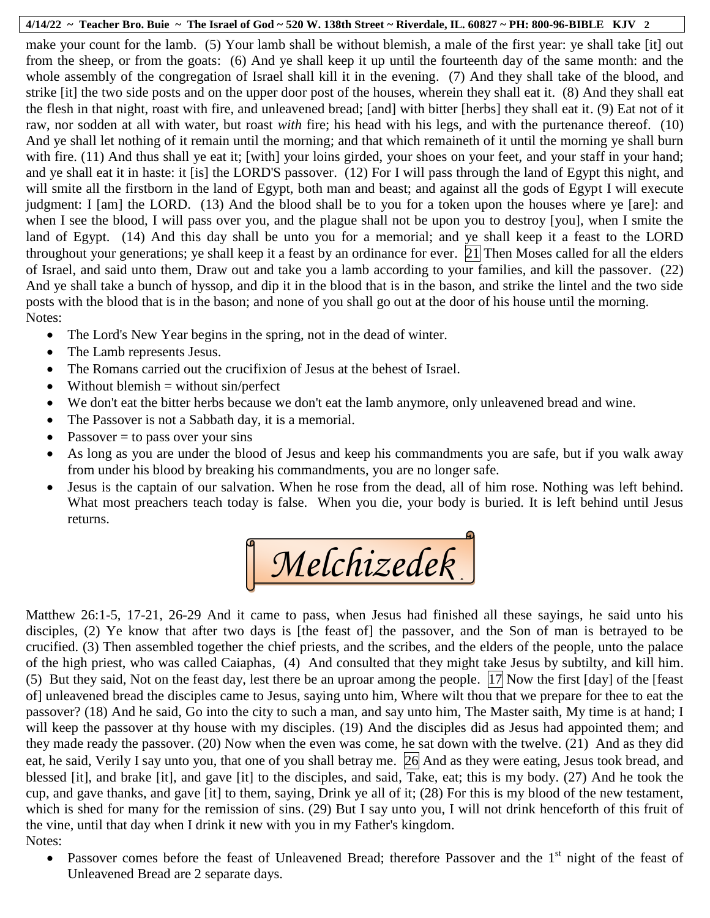make your count for the lamb. (5) Your lamb shall be without blemish, a male of the first year: ye shall take [it] out from the sheep, or from the goats: (6) And ye shall keep it up until the fourteenth day of the same month: and the whole assembly of the congregation of Israel shall kill it in the evening. (7) And they shall take of the blood, and strike [it] the two side posts and on the upper door post of the houses, wherein they shall eat it. (8) And they shall eat the flesh in that night, roast with fire, and unleavened bread; [and] with bitter [herbs] they shall eat it. (9) Eat not of it raw, nor sodden at all with water, but roast *with* fire; his head with his legs, and with the purtenance thereof. (10) And ye shall let nothing of it remain until the morning; and that which remaineth of it until the morning ye shall burn with fire. (11) And thus shall ye eat it; [with] your loins girded, your shoes on your feet, and your staff in your hand; and ye shall eat it in haste: it [is] the LORD'S passover. (12) For I will pass through the land of Egypt this night, and will smite all the firstborn in the land of Egypt, both man and beast; and against all the gods of Egypt I will execute judgment: I [am] the LORD. (13) And the blood shall be to you for a token upon the houses where ye [are]: and when I see the blood, I will pass over you, and the plague shall not be upon you to destroy [you], when I smite the land of Egypt. (14) And this day shall be unto you for a memorial; and ye shall keep it a feast to the LORD throughout your generations; ye shall keep it a feast by an ordinance for ever. 21 Then Moses called for all the elders of Israel, and said unto them, Draw out and take you a lamb according to your families, and kill the passover. (22) And ye shall take a bunch of hyssop, and dip it in the blood that is in the bason, and strike the lintel and the two side posts with the blood that is in the bason; and none of you shall go out at the door of his house until the morning.

Notes:

- The Lord's New Year begins in the spring, not in the dead of winter.
- The Lamb represents Jesus.
- The Romans carried out the crucifixion of Jesus at the behest of Israel.
- Without blemish = without sin/perfect
- We don't eat the bitter herbs because we don't eat the lamb anymore, only unleavened bread and wine.
- The Passover is not a Sabbath day, it is a memorial.
- Passover = to pass over your sins
- As long as you are under the blood of Jesus and keep his commandments you are safe, but if you walk away from under his blood by breaking his commandments, you are no longer safe.
- Jesus is the captain of our salvation. When he rose from the dead, all of him rose. Nothing was left behind. What most preachers teach today is false. When you die, your body is buried. It is left behind until Jesus returns.

## *Melchizedek*

Matthew 26:1-5, 17-21, 26-29 And it came to pass, when Jesus had finished all these sayings, he said unto his disciples, (2) Ye know that after two days is [the feast of] the passover, and the Son of man is betrayed to be crucified. (3) Then assembled together the chief priests, and the scribes, and the elders of the people, unto the palace of the high priest, who was called Caiaphas, (4) And consulted that they might take Jesus by subtilty, and kill him. (5) But they said, Not on the feast day, lest there be an uproar among the people. 17 Now the first [day] of the [feast of] unleavened bread the disciples came to Jesus, saying unto him, Where wilt thou that we prepare for thee to eat the passover? (18) And he said, Go into the city to such a man, and say unto him, The Master saith, My time is at hand; I will keep the passover at thy house with my disciples. (19) And the disciples did as Jesus had appointed them; and they made ready the passover. (20) Now when the even was come, he sat down with the twelve. (21) And as they did eat, he said, Verily I say unto you, that one of you shall betray me. 26 And as they were eating, Jesus took bread, and blessed [it], and brake [it], and gave [it] to the disciples, and said, Take, eat; this is my body. (27) And he took the cup, and gave thanks, and gave [it] to them, saying, Drink ye all of it; (28) For this is my blood of the new testament, which is shed for many for the remission of sins. (29) But I say unto you, I will not drink henceforth of this fruit of the vine, until that day when I drink it new with you in my Father's kingdom.

Notes:

- Passover comes before the feast of Unleavened Bread; therefore Passover and the 1st night of the feast of Unleavened Bread are 2 separate days.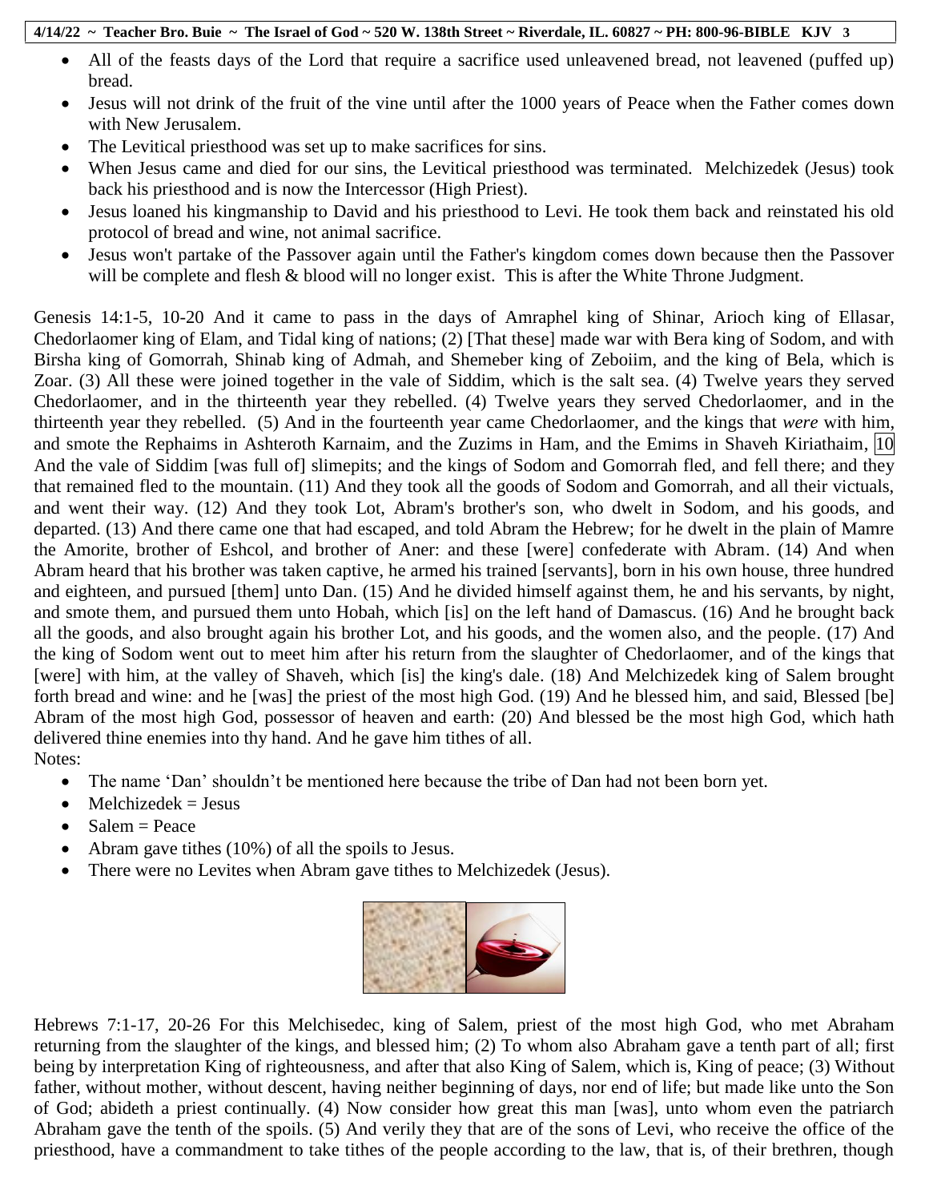- All of the feasts days of the Lord that require a sacrifice used unleavened bread, not leavened (puffed up) bread.
- Jesus will not drink of the fruit of the vine until after the 1000 years of Peace when the Father comes down with New Jerusalem.
- The Levitical priesthood was set up to make sacrifices for sins.
- When Jesus came and died for our sins, the Levitical priesthood was terminated. Melchizedek (Jesus) took back his priesthood and is now the Intercessor (High Priest).
- Jesus loaned his kingmanship to David and his priesthood to Levi. He took them back and reinstated his old protocol of bread and wine, not animal sacrifice.
- Jesus won't partake of the Passover again until the Father's kingdom comes down because then the Passover will be complete and flesh & blood will no longer exist. This is after the White Throne Judgment.

Genesis 14:1-5, 10-20 And it came to pass in the days of Amraphel king of Shinar, Arioch king of Ellasar, Chedorlaomer king of Elam, and Tidal king of nations; (2) [That these] made war with Bera king of Sodom, and with Birsha king of Gomorrah, Shinab king of Admah, and Shemeber king of Zeboiim, and the king of Bela, which is Zoar. (3) All these were joined together in the vale of Siddim, which is the salt sea. (4) Twelve years they served Chedorlaomer, and in the thirteenth year they rebelled. (4) Twelve years they served Chedorlaomer, and in the thirteenth year they rebelled. (5) And in the fourteenth year came Chedorlaomer, and the kings that *were* with him, and smote the Rephaims in Ashteroth Karnaim, and the Zuzims in Ham, and the Emims in Shaveh Kiriathaim, 10 And the vale of Siddim [was full of] slimepits; and the kings of Sodom and Gomorrah fled, and fell there; and they that remained fled to the mountain. (11) And they took all the goods of Sodom and Gomorrah, and all their victuals, and went their way. (12) And they took Lot, Abram's brother's son, who dwelt in Sodom, and his goods, and departed. (13) And there came one that had escaped, and told Abram the Hebrew; for he dwelt in the plain of Mamre the Amorite, brother of Eshcol, and brother of Aner: and these [were] confederate with Abram. (14) And when Abram heard that his brother was taken captive, he armed his trained [servants], born in his own house, three hundred and eighteen, and pursued [them] unto Dan. (15) And he divided himself against them, he and his servants, by night, and smote them, and pursued them unto Hobah, which [is] on the left hand of Damascus. (16) And he brought back all the goods, and also brought again his brother Lot, and his goods, and the women also, and the people. (17) And the king of Sodom went out to meet him after his return from the slaughter of Chedorlaomer, and of the kings that [were] with him, at the valley of Shaveh, which [is] the king's dale. (18) And Melchizedek king of Salem brought forth bread and wine: and he [was] the priest of the most high God. (19) And he blessed him, and said, Blessed [be] Abram of the most high God, possessor of heaven and earth: (20) And blessed be the most high God, which hath delivered thine enemies into thy hand. And he gave him tithes of all.

Notes:

- The name 'Dan' shouldn't be mentioned here because the tribe of Dan had not been born yet.
- Melchizedek = Jesus
- Salem = Peace
- Abram gave tithes (10%) of all the spoils to Jesus.
- There were no Levites when Abram gave tithes to Melchizedek (Jesus).

Hebrews 7:1-17, 20-26 For this Melchisedec, king of Salem, priest of the most high God, who met Abraham returning from the slaughter of the kings, and blessed him; (2) To whom also Abraham gave a tenth part of all; first being by interpretation King of righteousness, and after that also King of Salem, which is, King of peace; (3) Without father, without mother, without descent, having neither beginning of days, nor end of life; but made like unto the Son of God; abideth a priest continually. (4) Now consider how great this man [was], unto whom even the patriarch Abraham gave the tenth of the spoils. (5) And verily they that are of the sons of Levi, who receive the office of the priesthood, have a commandment to take tithes of the people according to the law, that is, of their brethren, though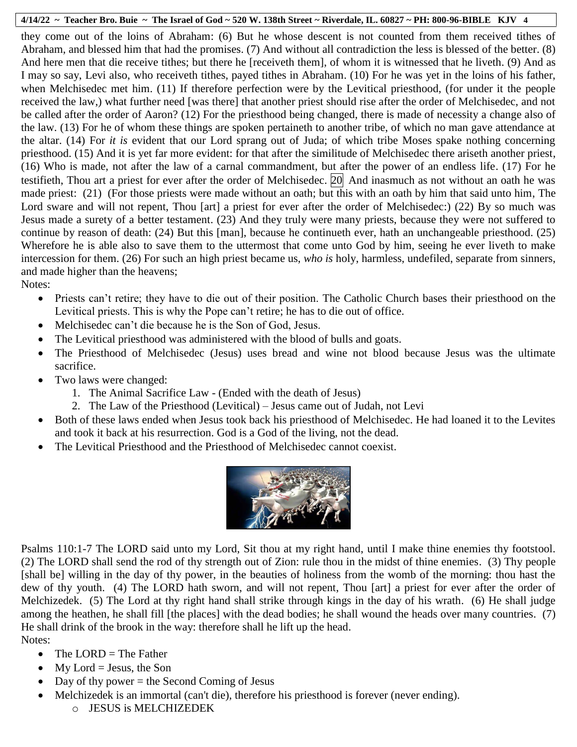they come out of the loins of Abraham: (6) But he whose descent is not counted from them received tithes of Abraham, and blessed him that had the promises. (7) And without all contradiction the less is blessed of the better. (8) And here men that die receive tithes; but there he [receiveth them], of whom it is witnessed that he liveth. (9) And as I may so say, Levi also, who receiveth tithes, payed tithes in Abraham. (10) For he was yet in the loins of his father, when Melchisedec met him. (11) If therefore perfection were by the Levitical priesthood, (for under it the people received the law,) what further need [was there] that another priest should rise after the order of Melchisedec, and not be called after the order of Aaron? (12) For the priesthood being changed, there is made of necessity a change also of the law. (13) For he of whom these things are spoken pertaineth to another tribe, of which no man gave attendance at the altar. (14) For *it is* evident that our Lord sprang out of Juda; of which tribe Moses spake nothing concerning priesthood. (15) And it is yet far more evident: for that after the similitude of Melchisedec there ariseth another priest, (16) Who is made, not after the law of a carnal commandment, but after the power of an endless life. (17) For he testifieth, Thou art a priest for ever after the order of Melchisedec. 20 And inasmuch as not without an oath he was made priest: (21) (For those priests were made without an oath; but this with an oath by him that said unto him, The Lord sware and will not repent, Thou [art] a priest for ever after the order of Melchisedec:) (22) By so much was Jesus made a surety of a better testament. (23) And they truly were many priests, because they were not suffered to continue by reason of death: (24) But this [man], because he continueth ever, hath an unchangeable priesthood. (25) Wherefore he is able also to save them to the uttermost that come unto God by him, seeing he ever liveth to make intercession for them. (26) For such an high priest became us, *who is* holy, harmless, undefiled, separate from sinners, and made higher than the heavens;

Notes:

- Priests can't retire; they have to die out of their position. The Catholic Church bases their priesthood on the Levitical priests. This is why the Pope can't retire; he has to die out of office.
- Melchisedec can't die because he is the Son of God, Jesus.
- The Levitical priesthood was administered with the blood of bulls and goats.
- The Priesthood of Melchisedec (Jesus) uses bread and wine not blood because Jesus was the ultimate sacrifice.
- Two laws were changed:
    1. The Animal Sacrifice Law - (Ended with the death of Jesus)
    2. The Law of the Priesthood (Levitical) – Jesus came out of Judah, not Levi
- Both of these laws ended when Jesus took back his priesthood of Melchisedec. He had loaned it to the Levites and took it back at his resurrection. God is a God of the living, not the dead.
- The Levitical Priesthood and the Priesthood of Melchisedec cannot coexist.

Psalms 110:1-7 The LORD said unto my Lord, Sit thou at my right hand, until I make thine enemies thy footstool. (2) The LORD shall send the rod of thy strength out of Zion: rule thou in the midst of thine enemies. (3) Thy people [shall be] willing in the day of thy power, in the beauties of holiness from the womb of the morning: thou hast the dew of thy youth. (4) The LORD hath sworn, and will not repent, Thou [art] a priest for ever after the order of Melchizedek. (5) The Lord at thy right hand shall strike through kings in the day of his wrath. (6) He shall judge among the heathen, he shall fill [the places] with the dead bodies; he shall wound the heads over many countries. (7) He shall drink of the brook in the way: therefore shall he lift up the head.

Notes:

- The LORD = The Father
- My Lord = Jesus, the Son
- Day of thy power = the Second Coming of Jesus
- Melchizedek is an immortal (can't die), therefore his priesthood is forever (never ending).
    - JESUS is MELCHIZEDEK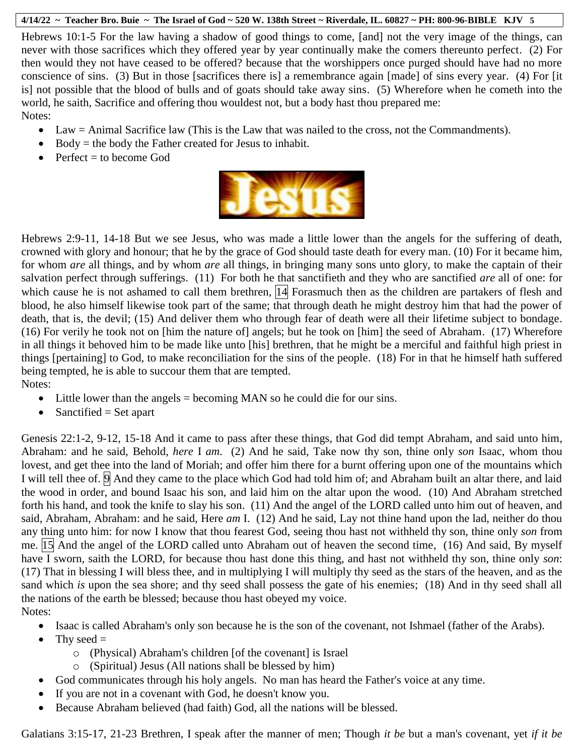Hebrews 10:1-5 For the law having a shadow of good things to come, [and] not the very image of the things, can never with those sacrifices which they offered year by year continually make the comers thereunto perfect. (2) For then would they not have ceased to be offered? because that the worshippers once purged should have had no more conscience of sins. (3) But in those [sacrifices there is] a remembrance again [made] of sins every year. (4) For [it is] not possible that the blood of bulls and of goats should take away sins. (5) Wherefore when he cometh into the world, he saith, Sacrifice and offering thou wouldest not, but a body hast thou prepared me:

Notes:

- Law = Animal Sacrifice law (This is the Law that was nailed to the cross, not the Commandments).
- Body = the body the Father created for Jesus to inhabit.
- Perfect = to become God

Jesus

Hebrews 2:9-11, 14-18 But we see Jesus, who was made a little lower than the angels for the suffering of death, crowned with glory and honour; that he by the grace of God should taste death for every man. (10) For it became him, for whom *are* all things, and by whom *are* all things, in bringing many sons unto glory, to make the captain of their salvation perfect through sufferings. (11) For both he that sanctifieth and they who are sanctified *are* all of one: for which cause he is not ashamed to call them brethren, 14 Forasmuch then as the children are partakers of flesh and blood, he also himself likewise took part of the same; that through death he might destroy him that had the power of death, that is, the devil; (15) And deliver them who through fear of death were all their lifetime subject to bondage. (16) For verily he took not on [him the nature of] angels; but he took on [him] the seed of Abraham. (17) Wherefore in all things it behoved him to be made like unto [his] brethren, that he might be a merciful and faithful high priest in things [pertaining] to God, to make reconciliation for the sins of the people. (18) For in that he himself hath suffered being tempted, he is able to succour them that are tempted.

Notes:

- Little lower than the angels = becoming MAN so he could die for our sins.
- Sanctified = Set apart

Genesis 22:1-2, 9-12, 15-18 And it came to pass after these things, that God did tempt Abraham, and said unto him, Abraham: and he said, Behold, *here* I *am*. (2) And he said, Take now thy son, thine only *son* Isaac, whom thou lovest, and get thee into the land of Moriah; and offer him there for a burnt offering upon one of the mountains which I will tell thee of. 9 And they came to the place which God had told him of; and Abraham built an altar there, and laid the wood in order, and bound Isaac his son, and laid him on the altar upon the wood. (10) And Abraham stretched forth his hand, and took the knife to slay his son. (11) And the angel of the LORD called unto him out of heaven, and said, Abraham, Abraham: and he said, Here *am* I. (12) And he said, Lay not thine hand upon the lad, neither do thou any thing unto him: for now I know that thou fearest God, seeing thou hast not withheld thy son, thine only *son* from me. 15 And the angel of the LORD called unto Abraham out of heaven the second time, (16) And said, By myself have I sworn, saith the LORD, for because thou hast done this thing, and hast not withheld thy son, thine only *son*: (17) That in blessing I will bless thee, and in multiplying I will multiply thy seed as the stars of the heaven, and as the sand which *is* upon the sea shore; and thy seed shall possess the gate of his enemies; (18) And in thy seed shall all the nations of the earth be blessed; because thou hast obeyed my voice.

Notes:

- Isaac is called Abraham's only son because he is the son of the covenant, not Ishmael (father of the Arabs).
- Thy seed =
  - (Physical) Abraham's children [of the covenant] is Israel
  - (Spiritual) Jesus (All nations shall be blessed by him)
- God communicates through his holy angels. No man has heard the Father's voice at any time.
- If you are not in a covenant with God, he doesn't know you.
- Because Abraham believed (had faith) God, all the nations will be blessed.

Galatians 3:15-17, 21-23 Brethren, I speak after the manner of men; Though *it be* but a man's covenant, yet *if it be*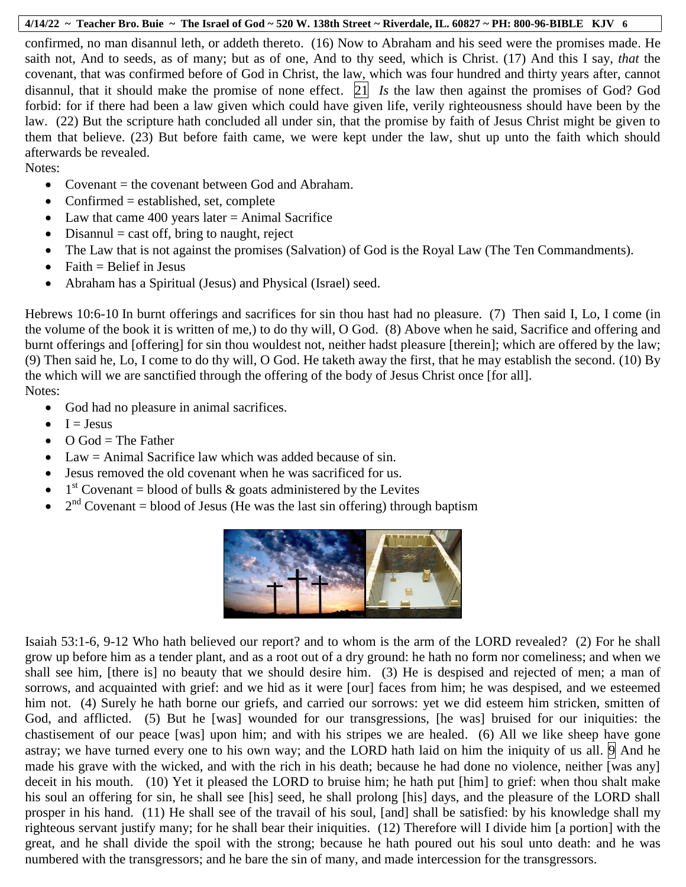confirmed, no man disannul leth, or addeth thereto. (16) Now to Abraham and his seed were the promises made. He saith not, And to seeds, as of many; but as of one, And to thy seed, which is Christ. (17) And this I say, *that* the covenant, that was confirmed before of God in Christ, the law, which was four hundred and thirty years after, cannot disannul, that it should make the promise of none effect. 21 *Is* the law then against the promises of God? God forbid: for if there had been a law given which could have given life, verily righteousness should have been by the law. (22) But the scripture hath concluded all under sin, that the promise by faith of Jesus Christ might be given to them that believe. (23) But before faith came, we were kept under the law, shut up unto the faith which should afterwards be revealed.

Notes:

- Covenant = the covenant between God and Abraham.
- Confirmed = established, set, complete
- Law that came 400 years later = Animal Sacrifice
- Disannul = cast off, bring to naught, reject
- The Law that is not against the promises (Salvation) of God is the Royal Law (The Ten Commandments).
- Faith = Belief in Jesus
- Abraham has a Spiritual (Jesus) and Physical (Israel) seed.

Hebrews 10:6-10 In burnt offerings and sacrifices for sin thou hast had no pleasure. (7) Then said I, Lo, I come (in the volume of the book it is written of me,) to do thy will, O God. (8) Above when he said, Sacrifice and offering and burnt offerings and [offering] for sin thou wouldest not, neither hadst pleasure [therein]; which are offered by the law; (9) Then said he, Lo, I come to do thy will, O God. He taketh away the first, that he may establish the second. (10) By the which will we are sanctified through the offering of the body of Jesus Christ once [for all].

Notes:

- God had no pleasure in animal sacrifices.
- I = Jesus
- O God = The Father
- Law = Animal Sacrifice law which was added because of sin.
- Jesus removed the old covenant when he was sacrificed for us.
- 1st Covenant = blood of bulls & goats administered by the Levites
- 2nd Covenant = blood of Jesus (He was the last sin offering) through baptism

Isaiah 53:1-6, 9-12 Who hath believed our report? and to whom is the arm of the LORD revealed? (2) For he shall grow up before him as a tender plant, and as a root out of a dry ground: he hath no form nor comeliness; and when we shall see him, [there is] no beauty that we should desire him. (3) He is despised and rejected of men; a man of sorrows, and acquainted with grief: and we hid as it were [our] faces from him; he was despised, and we esteemed him not. (4) Surely he hath borne our griefs, and carried our sorrows: yet we did esteem him stricken, smitten of God, and afflicted. (5) But he [was] wounded for our transgressions, [he was] bruised for our iniquities: the chastisement of our peace [was] upon him; and with his stripes we are healed. (6) All we like sheep have gone astray; we have turned every one to his own way; and the LORD hath laid on him the iniquity of us all. 9 And he made his grave with the wicked, and with the rich in his death; because he had done no violence, neither [was any] deceit in his mouth. (10) Yet it pleased the LORD to bruise him; he hath put [him] to grief: when thou shalt make his soul an offering for sin, he shall see [his] seed, he shall prolong [his] days, and the pleasure of the LORD shall prosper in his hand. (11) He shall see of the travail of his soul, [and] shall be satisfied: by his knowledge shall my righteous servant justify many; for he shall bear their iniquities. (12) Therefore will I divide him [a portion] with the great, and he shall divide the spoil with the strong; because he hath poured out his soul unto death: and he was numbered with the transgressors; and he bare the sin of many, and made intercession for the transgressors.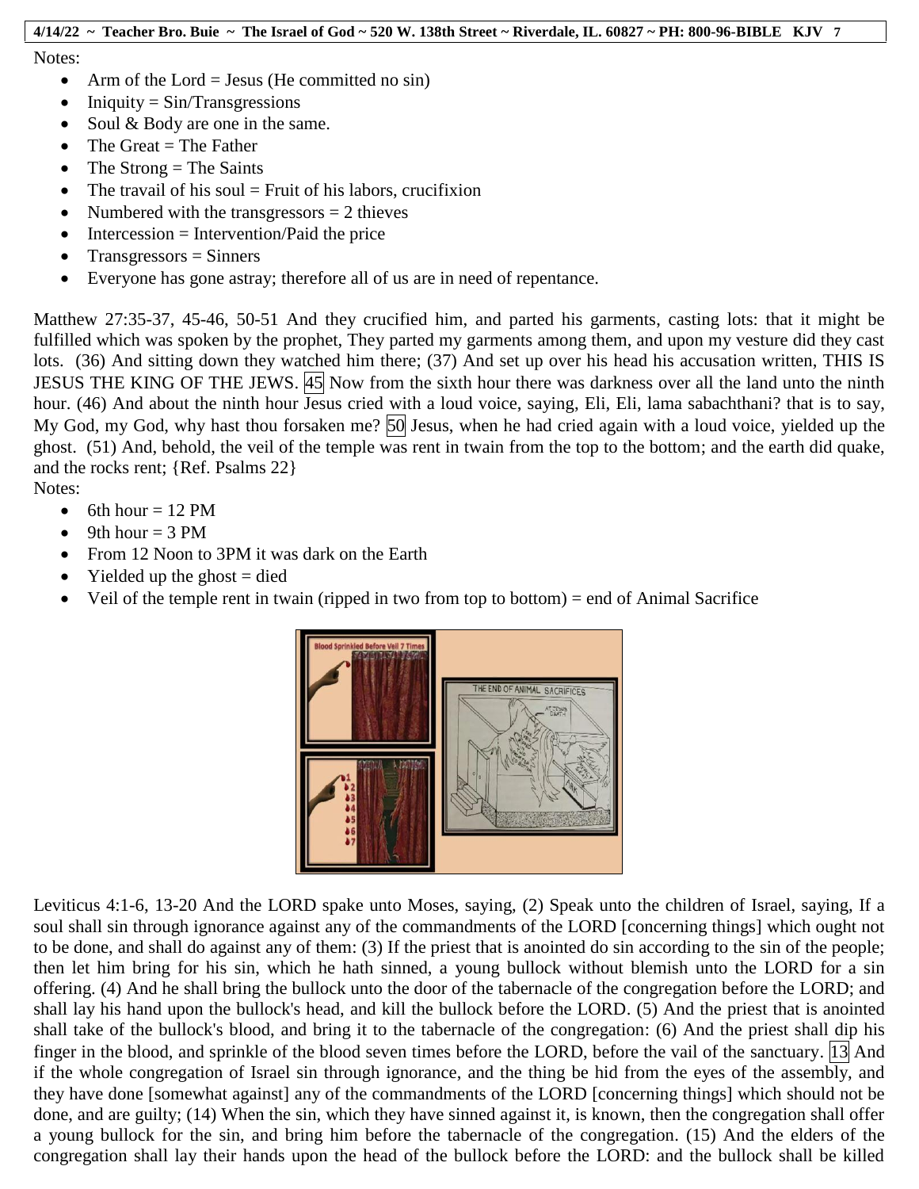Notes:

- Arm of the Lord = Jesus (He committed no sin)
- Iniquity = Sin/Transgressions
- Soul & Body are one in the same.
- The Great = The Father
- The Strong = The Saints
- The travail of his soul = Fruit of his labors, crucifixion
- Numbered with the transgressors = 2 thieves
- Intercession = Intervention/Paid the price
- Transgressors = Sinners
- Everyone has gone astray; therefore all of us are in need of repentance.

Matthew 27:35-37, 45-46, 50-51 And they crucified him, and parted his garments, casting lots: that it might be fulfilled which was spoken by the prophet, They parted my garments among them, and upon my vesture did they cast lots. (36) And sitting down they watched him there; (37) And set up over his head his accusation written, THIS IS JESUS THE KING OF THE JEWS. 45 Now from the sixth hour there was darkness over all the land unto the ninth hour. (46) And about the ninth hour Jesus cried with a loud voice, saying, Eli, Eli, lama sabachthani? that is to say, My God, my God, why hast thou forsaken me? 50 Jesus, when he had cried again with a loud voice, yielded up the ghost. (51) And, behold, the veil of the temple was rent in twain from the top to the bottom; and the earth did quake, and the rocks rent; {Ref. Psalms 22}

Notes:

- 6th hour = 12 PM
- 9th hour = 3 PM
- From 12 Noon to 3PM it was dark on the Earth
- Yielded up the ghost = died
- Veil of the temple rent in twain (ripped in two from top to bottom) = end of Animal Sacrifice

Leviticus 4:1-6, 13-20 And the LORD spake unto Moses, saying, (2) Speak unto the children of Israel, saying, If a soul shall sin through ignorance against any of the commandments of the LORD [concerning things] which ought not to be done, and shall do against any of them: (3) If the priest that is anointed do sin according to the sin of the people; then let him bring for his sin, which he hath sinned, a young bullock without blemish unto the LORD for a sin offering. (4) And he shall bring the bullock unto the door of the tabernacle of the congregation before the LORD; and shall lay his hand upon the bullock's head, and kill the bullock before the LORD. (5) And the priest that is anointed shall take of the bullock's blood, and bring it to the tabernacle of the congregation: (6) And the priest shall dip his finger in the blood, and sprinkle of the blood seven times before the LORD, before the vail of the sanctuary. 13 And if the whole congregation of Israel sin through ignorance, and the thing be hid from the eyes of the assembly, and they have done [somewhat against] any of the commandments of the LORD [concerning things] which should not be done, and are guilty; (14) When the sin, which they have sinned against it, is known, then the congregation shall offer a young bullock for the sin, and bring him before the tabernacle of the congregation. (15) And the elders of the congregation shall lay their hands upon the head of the bullock before the LORD: and the bullock shall be killed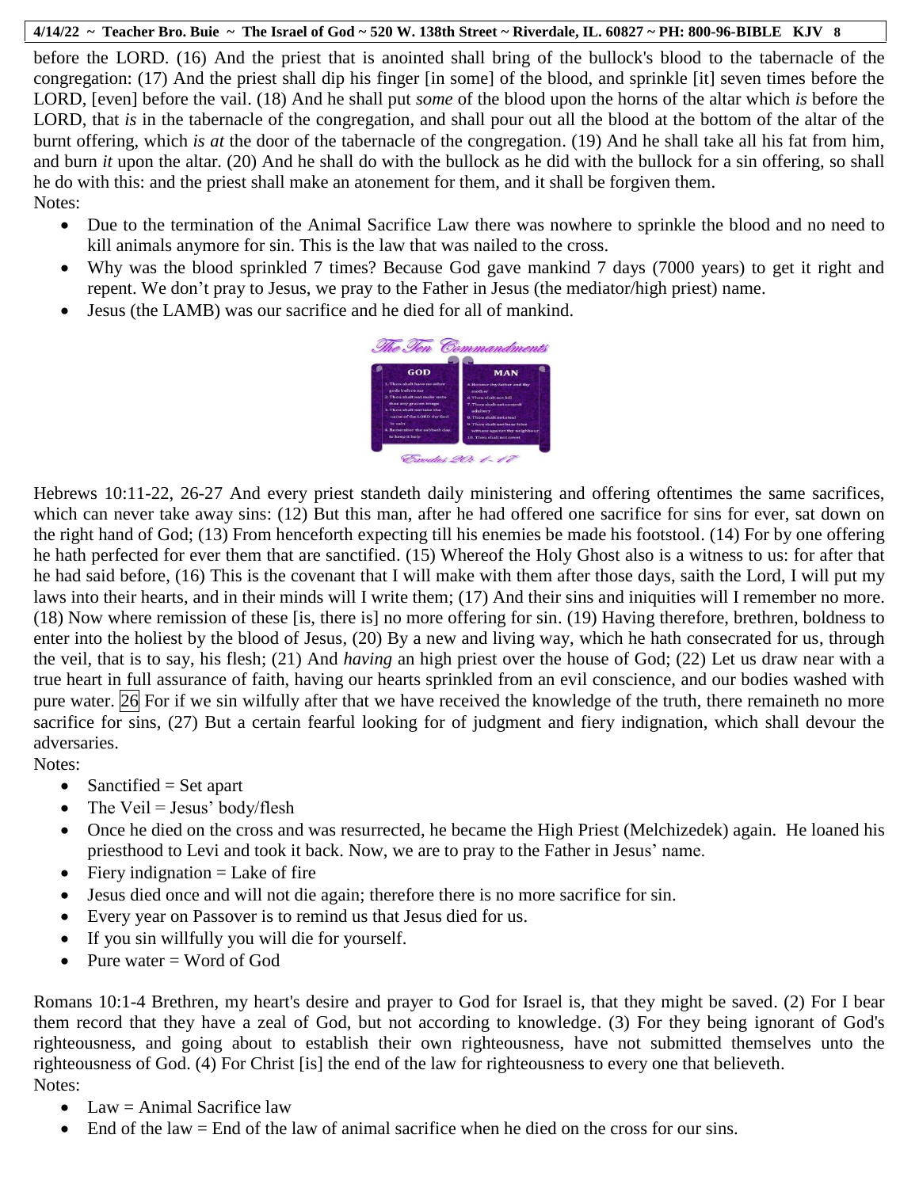before the LORD. (16) And the priest that is anointed shall bring of the bullock's blood to the tabernacle of the congregation: (17) And the priest shall dip his finger [in some] of the blood, and sprinkle [it] seven times before the LORD, [even] before the vail. (18) And he shall put *some* of the blood upon the horns of the altar which *is* before the LORD, that *is* in the tabernacle of the congregation, and shall pour out all the blood at the bottom of the altar of the burnt offering, which *is at* the door of the tabernacle of the congregation. (19) And he shall take all his fat from him, and burn *it* upon the altar. (20) And he shall do with the bullock as he did with the bullock for a sin offering, so shall he do with this: and the priest shall make an atonement for them, and it shall be forgiven them.

Notes:

- Due to the termination of the Animal Sacrifice Law there was nowhere to sprinkle the blood and no need to kill animals anymore for sin. This is the law that was nailed to the cross.
- Why was the blood sprinkled 7 times? Because God gave mankind 7 days (7000 years) to get it right and repent. We don't pray to Jesus, we pray to the Father in Jesus (the mediator/high priest) name.
- Jesus (the LAMB) was our sacrifice and he died for all of mankind.

Hebrews 10:11-22, 26-27 And every priest standeth daily ministering and offering oftentimes the same sacrifices, which can never take away sins: (12) But this man, after he had offered one sacrifice for sins for ever, sat down on the right hand of God; (13) From henceforth expecting till his enemies be made his footstool. (14) For by one offering he hath perfected for ever them that are sanctified. (15) Whereof the Holy Ghost also is a witness to us: for after that he had said before, (16) This is the covenant that I will make with them after those days, saith the Lord, I will put my laws into their hearts, and in their minds will I write them; (17) And their sins and iniquities will I remember no more. (18) Now where remission of these [is, there is] no more offering for sin. (19) Having therefore, brethren, boldness to enter into the holiest by the blood of Jesus, (20) By a new and living way, which he hath consecrated for us, through the veil, that is to say, his flesh; (21) And *having* an high priest over the house of God; (22) Let us draw near with a true heart in full assurance of faith, having our hearts sprinkled from an evil conscience, and our bodies washed with pure water. 26 For if we sin wilfully after that we have received the knowledge of the truth, there remaineth no more sacrifice for sins, (27) But a certain fearful looking for of judgment and fiery indignation, which shall devour the adversaries.

Notes:

- Sanctified = Set apart
- The Veil = Jesus' body/flesh
- Once he died on the cross and was resurrected, he became the High Priest (Melchizedek) again. He loaned his priesthood to Levi and took it back. Now, we are to pray to the Father in Jesus' name.
- Fiery indignation = Lake of fire
- Jesus died once and will not die again; therefore there is no more sacrifice for sin.
- Every year on Passover is to remind us that Jesus died for us.
- If you sin willfully you will die for yourself.
- Pure water = Word of God

Romans 10:1-4 Brethren, my heart's desire and prayer to God for Israel is, that they might be saved. (2) For I bear them record that they have a zeal of God, but not according to knowledge. (3) For they being ignorant of God's righteousness, and going about to establish their own righteousness, have not submitted themselves unto the righteousness of God. (4) For Christ [is] the end of the law for righteousness to every one that believeth.

Notes:

- Law = Animal Sacrifice law
- End of the law = End of the law of animal sacrifice when he died on the cross for our sins.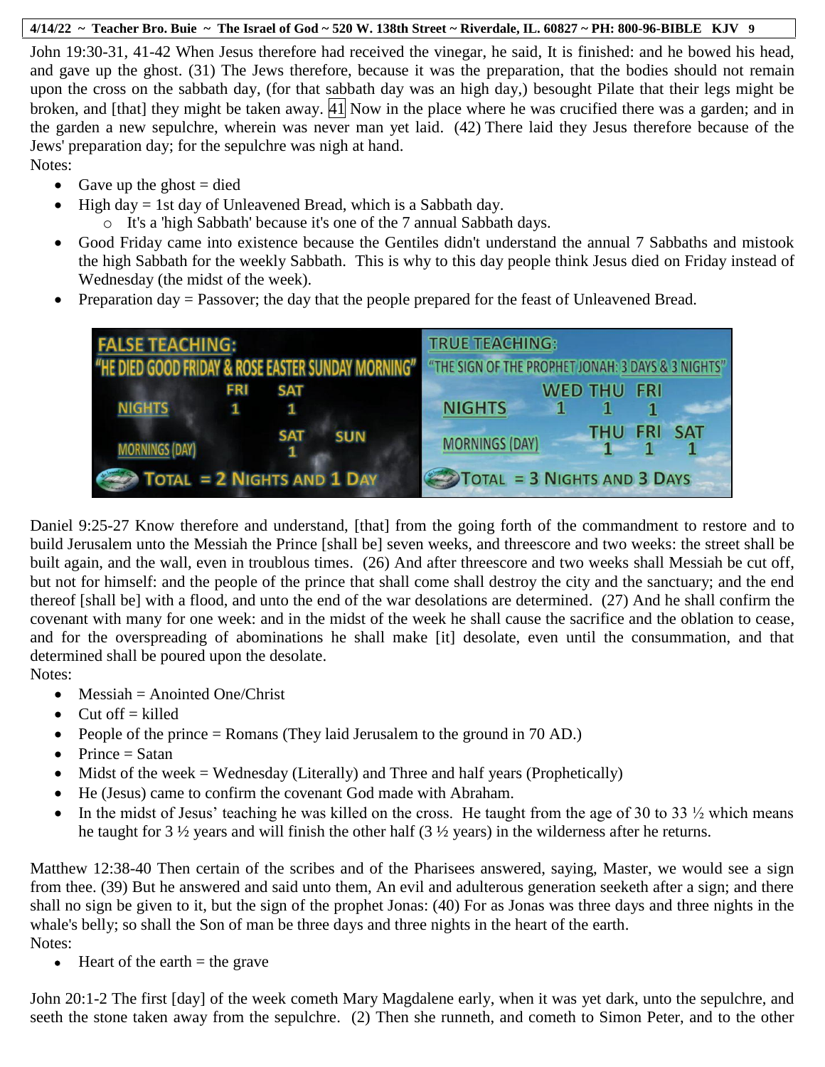John 19:30-31, 41-42 When Jesus therefore had received the vinegar, he said, It is finished: and he bowed his head, and gave up the ghost. (31) The Jews therefore, because it was the preparation, that the bodies should not remain upon the cross on the sabbath day, (for that sabbath day was an high day,) besought Pilate that their legs might be broken, and [that] they might be taken away. 41 Now in the place where he was crucified there was a garden; and in the garden a new sepulchre, wherein was never man yet laid. (42) There laid they Jesus therefore because of the Jews' preparation day; for the sepulchre was nigh at hand.

Notes:

- Gave up the ghost = died
- High day = 1st day of Unleavened Bread, which is a Sabbath day.
  - It's a 'high Sabbath' because it's one of the 7 annual Sabbath days.
- Good Friday came into existence because the Gentiles didn't understand the annual 7 Sabbaths and mistook the high Sabbath for the weekly Sabbath. This is why to this day people think Jesus died on Friday instead of Wednesday (the midst of the week).
- Preparation day = Passover; the day that the people prepared for the feast of Unleavened Bread.

| FALSE TEACHING: "HE DIED GOOD FRIDAY & ROSE EASTER SUNDAY MORNING" | | | |
|---|---|---|---|
| | FRI | SAT | |
| NIGHTS | 1 | 1 | |
| | | SAT | SUN |
| MORNINGS (DAY) | | 1 | |
| TOTAL = 2 NIGHTS AND 1 DAY | | | |

| TRUE TEACHING: "THE SIGN OF THE PROPHET JONAH: 3 DAYS & 3 NIGHTS" | | | |
|---|---|---|---|
| | WED | THU | FRI |
| NIGHTS | 1 | 1 | 1 |
| | THU | FRI | SAT |
| MORNINGS (DAY) | 1 | 1 | 1 |
| TOTAL = 3 NIGHTS AND 3 DAYS | | | |

Daniel 9:25-27 Know therefore and understand, [that] from the going forth of the commandment to restore and to build Jerusalem unto the Messiah the Prince [shall be] seven weeks, and threescore and two weeks: the street shall be built again, and the wall, even in troublous times. (26) And after threescore and two weeks shall Messiah be cut off, but not for himself: and the people of the prince that shall come shall destroy the city and the sanctuary; and the end thereof [shall be] with a flood, and unto the end of the war desolations are determined. (27) And he shall confirm the covenant with many for one week: and in the midst of the week he shall cause the sacrifice and the oblation to cease, and for the overspreading of abominations he shall make [it] desolate, even until the consummation, and that determined shall be poured upon the desolate.

Notes:

- Messiah = Anointed One/Christ
- Cut off = killed
- People of the prince = Romans (They laid Jerusalem to the ground in 70 AD.)
- Prince = Satan
- Midst of the week = Wednesday (Literally) and Three and half years (Prophetically)
- He (Jesus) came to confirm the covenant God made with Abraham.
- In the midst of Jesus' teaching he was killed on the cross. He taught from the age of 30 to 33 ½ which means he taught for 3 ½ years and will finish the other half (3 ½ years) in the wilderness after he returns.

Matthew 12:38-40 Then certain of the scribes and of the Pharisees answered, saying, Master, we would see a sign from thee. (39) But he answered and said unto them, An evil and adulterous generation seeketh after a sign; and there shall no sign be given to it, but the sign of the prophet Jonas: (40) For as Jonas was three days and three nights in the whale's belly; so shall the Son of man be three days and three nights in the heart of the earth.

Notes:

- Heart of the earth = the grave

John 20:1-2 The first [day] of the week cometh Mary Magdalene early, when it was yet dark, unto the sepulchre, and seeth the stone taken away from the sepulchre. (2) Then she runneth, and cometh to Simon Peter, and to the other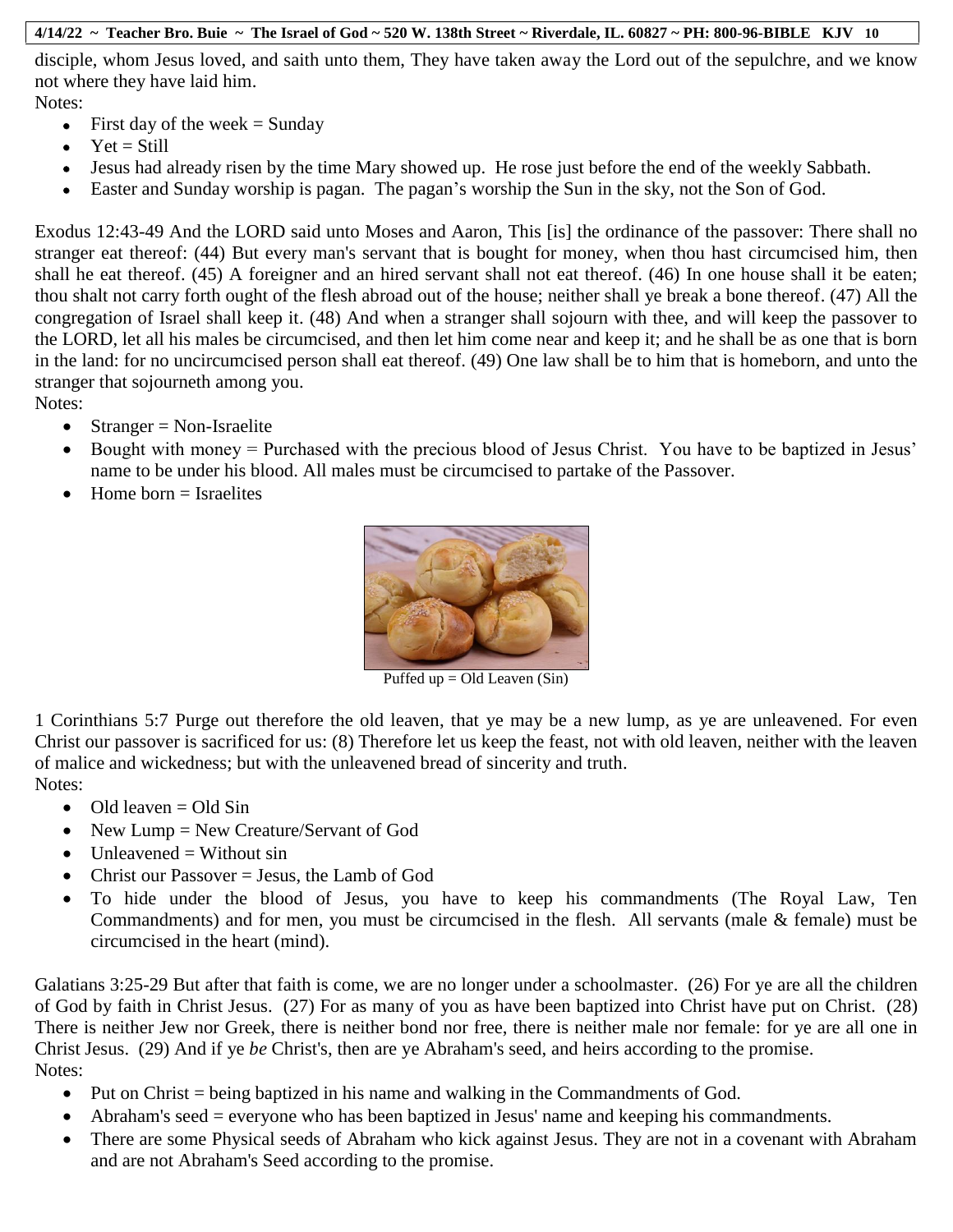disciple, whom Jesus loved, and saith unto them, They have taken away the Lord out of the sepulchre, and we know not where they have laid him.

Notes:

- First day of the week = Sunday
- Yet = Still
- Jesus had already risen by the time Mary showed up. He rose just before the end of the weekly Sabbath.
- Easter and Sunday worship is pagan. The pagan's worship the Sun in the sky, not the Son of God.

Exodus 12:43-49 And the LORD said unto Moses and Aaron, This [is] the ordinance of the passover: There shall no stranger eat thereof: (44) But every man's servant that is bought for money, when thou hast circumcised him, then shall he eat thereof. (45) A foreigner and an hired servant shall not eat thereof. (46) In one house shall it be eaten; thou shalt not carry forth ought of the flesh abroad out of the house; neither shall ye break a bone thereof. (47) All the congregation of Israel shall keep it. (48) And when a stranger shall sojourn with thee, and will keep the passover to the LORD, let all his males be circumcised, and then let him come near and keep it; and he shall be as one that is born in the land: for no uncircumcised person shall eat thereof. (49) One law shall be to him that is homeborn, and unto the stranger that sojourneth among you.

Notes:

- Stranger = Non-Israelite
- Bought with money = Purchased with the precious blood of Jesus Christ. You have to be baptized in Jesus' name to be under his blood. All males must be circumcised to partake of the Passover.
- Home born = Israelites

Puffed up = Old Leaven (Sin)

1 Corinthians 5:7 Purge out therefore the old leaven, that ye may be a new lump, as ye are unleavened. For even Christ our passover is sacrificed for us: (8) Therefore let us keep the feast, not with old leaven, neither with the leaven of malice and wickedness; but with the unleavened bread of sincerity and truth.

Notes:

- Old leaven = Old Sin
- New Lump = New Creature/Servant of God
- Unleavened = Without sin
- Christ our Passover = Jesus, the Lamb of God
- To hide under the blood of Jesus, you have to keep his commandments (The Royal Law, Ten Commandments) and for men, you must be circumcised in the flesh. All servants (male & female) must be circumcised in the heart (mind).

Galatians 3:25-29 But after that faith is come, we are no longer under a schoolmaster. (26) For ye are all the children of God by faith in Christ Jesus. (27) For as many of you as have been baptized into Christ have put on Christ. (28) There is neither Jew nor Greek, there is neither bond nor free, there is neither male nor female: for ye are all one in Christ Jesus. (29) And if ye *be* Christ's, then are ye Abraham's seed, and heirs according to the promise.

Notes:

- Put on Christ = being baptized in his name and walking in the Commandments of God.
- Abraham's seed = everyone who has been baptized in Jesus' name and keeping his commandments.
- There are some Physical seeds of Abraham who kick against Jesus. They are not in a covenant with Abraham and are not Abraham's Seed according to the promise.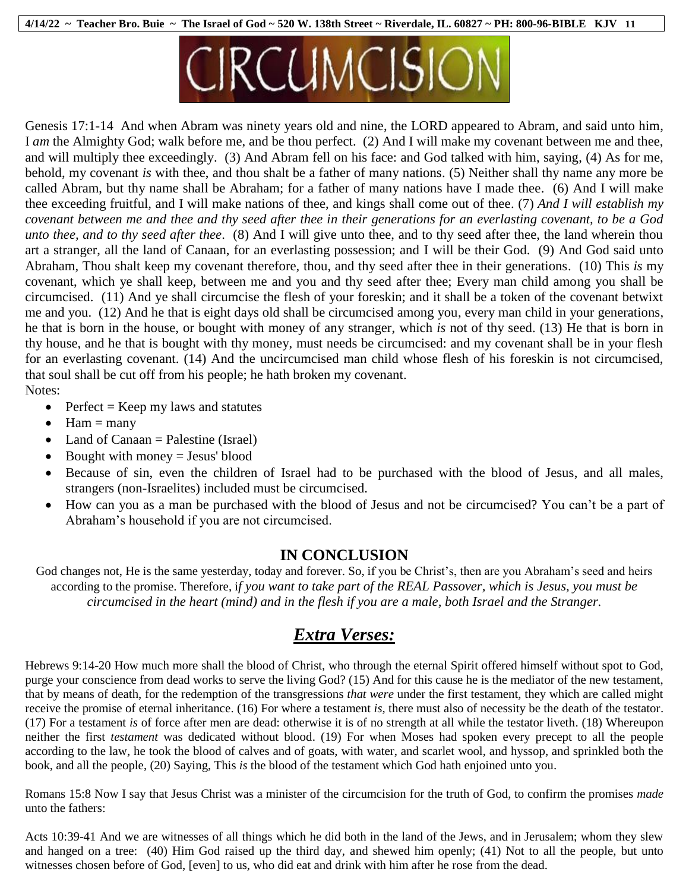# CIRCUMCISION

Genesis 17:1-14 And when Abram was ninety years old and nine, the LORD appeared to Abram, and said unto him, I *am* the Almighty God; walk before me, and be thou perfect. (2) And I will make my covenant between me and thee, and will multiply thee exceedingly. (3) And Abram fell on his face: and God talked with him, saying, (4) As for me, behold, my covenant *is* with thee, and thou shalt be a father of many nations. (5) Neither shall thy name any more be called Abram, but thy name shall be Abraham; for a father of many nations have I made thee. (6) And I will make thee exceeding fruitful, and I will make nations of thee, and kings shall come out of thee. (7) *And I will establish my covenant between me and thee and thy seed after thee in their generations for an everlasting covenant, to be a God unto thee, and to thy seed after thee*. (8) And I will give unto thee, and to thy seed after thee, the land wherein thou art a stranger, all the land of Canaan, for an everlasting possession; and I will be their God. (9) And God said unto Abraham, Thou shalt keep my covenant therefore, thou, and thy seed after thee in their generations. (10) This *is* my covenant, which ye shall keep, between me and you and thy seed after thee; Every man child among you shall be circumcised. (11) And ye shall circumcise the flesh of your foreskin; and it shall be a token of the covenant betwixt me and you. (12) And he that is eight days old shall be circumcised among you, every man child in your generations, he that is born in the house, or bought with money of any stranger, which *is* not of thy seed. (13) He that is born in thy house, and he that is bought with thy money, must needs be circumcised: and my covenant shall be in your flesh for an everlasting covenant. (14) And the uncircumcised man child whose flesh of his foreskin is not circumcised, that soul shall be cut off from his people; he hath broken my covenant.

Notes:

- Perfect = Keep my laws and statutes
- Ham = many
- Land of Canaan = Palestine (Israel)
- Bought with money = Jesus' blood
- Because of sin, even the children of Israel had to be purchased with the blood of Jesus, and all males, strangers (non-Israelites) included must be circumcised.
- How can you as a man be purchased with the blood of Jesus and not be circumcised? You can't be a part of Abraham's household if you are not circumcised.

## IN CONCLUSION

God changes not, He is the same yesterday, today and forever. So, if you be Christ's, then are you Abraham's seed and heirs according to the promise. Therefore, i*f you want to take part of the REAL Passover, which is Jesus, you must be circumcised in the heart (mind) and in the flesh if you are a male, both Israel and the Stranger.*

## *Extra Verses:*

Hebrews 9:14-20 How much more shall the blood of Christ, who through the eternal Spirit offered himself without spot to God, purge your conscience from dead works to serve the living God? (15) And for this cause he is the mediator of the new testament, that by means of death, for the redemption of the transgressions *that were* under the first testament, they which are called might receive the promise of eternal inheritance. (16) For where a testament *is,* there must also of necessity be the death of the testator. (17) For a testament *is* of force after men are dead: otherwise it is of no strength at all while the testator liveth. (18) Whereupon neither the first *testament* was dedicated without blood. (19) For when Moses had spoken every precept to all the people according to the law, he took the blood of calves and of goats, with water, and scarlet wool, and hyssop, and sprinkled both the book, and all the people, (20) Saying, This *is* the blood of the testament which God hath enjoined unto you.

Romans 15:8 Now I say that Jesus Christ was a minister of the circumcision for the truth of God, to confirm the promises *made* unto the fathers:

Acts 10:39-41 And we are witnesses of all things which he did both in the land of the Jews, and in Jerusalem; whom they slew and hanged on a tree: (40) Him God raised up the third day, and shewed him openly; (41) Not to all the people, but unto witnesses chosen before of God, [even] to us, who did eat and drink with him after he rose from the dead.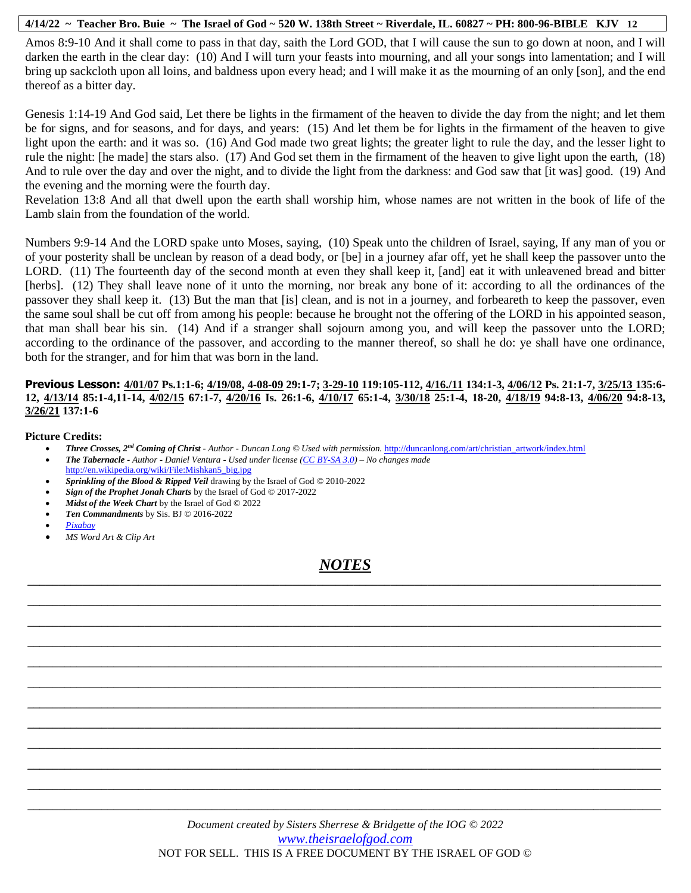Amos 8:9-10 And it shall come to pass in that day, saith the Lord GOD, that I will cause the sun to go down at noon, and I will darken the earth in the clear day: (10) And I will turn your feasts into mourning, and all your songs into lamentation; and I will bring up sackcloth upon all loins, and baldness upon every head; and I will make it as the mourning of an only [son], and the end thereof as a bitter day.

Genesis 1:14-19 And God said, Let there be lights in the firmament of the heaven to divide the day from the night; and let them be for signs, and for seasons, and for days, and years: (15) And let them be for lights in the firmament of the heaven to give light upon the earth: and it was so. (16) And God made two great lights; the greater light to rule the day, and the lesser light to rule the night: [he made] the stars also. (17) And God set them in the firmament of the heaven to give light upon the earth, (18) And to rule over the day and over the night, and to divide the light from the darkness: and God saw that [it was] good. (19) And the evening and the morning were the fourth day.

Revelation 13:8 And all that dwell upon the earth shall worship him, whose names are not written in the book of life of the Lamb slain from the foundation of the world.

Numbers 9:9-14 And the LORD spake unto Moses, saying, (10) Speak unto the children of Israel, saying, If any man of you or of your posterity shall be unclean by reason of a dead body, or [be] in a journey afar off, yet he shall keep the passover unto the LORD. (11) The fourteenth day of the second month at even they shall keep it, [and] eat it with unleavened bread and bitter [herbs]. (12) They shall leave none of it unto the morning, nor break any bone of it: according to all the ordinances of the passover they shall keep it. (13) But the man that [is] clean, and is not in a journey, and forbeareth to keep the passover, even the same soul shall be cut off from among his people: because he brought not the offering of the LORD in his appointed season, that man shall bear his sin. (14) And if a stranger shall sojourn among you, and will keep the passover unto the LORD; according to the ordinance of the passover, and according to the manner thereof, so shall he do: ye shall have one ordinance, both for the stranger, and for him that was born in the land.

**Previous Lesson: 4/01/07 Ps.1:1-6; 4/19/08, 4-08-09 29:1-7; 3-29-10 119:105-112, 4/16./11 134:1-3, 4/06/12 Ps. 21:1-7, 3/25/13 135:6-12, 4/13/14 85:1-4,11-14, 4/02/15 67:1-7, 4/20/16 Is. 26:1-6, 4/10/17 65:1-4, 3/30/18 25:1-4, 18-20, 4/18/19 94:8-13, 4/06/20 94:8-13, 3/26/21 137:1-6**

**Picture Credits:**

- ***Three Crosses, 2nd Coming of Christ*** *- Author - Duncan Long © Used with permission.* http://duncanlong.com/art/christian_artwork/index.html
- ***The Tabernacle*** *- Author - Daniel Ventura - Used under license (CC BY-SA 3.0) – No changes made* http://en.wikipedia.org/wiki/File:Mishkan5_big.jpg
- ***Sprinkling of the Blood & Ripped Veil*** drawing by the Israel of God © 2010-2022
- ***Sign of the Prophet Jonah Charts*** by the Israel of God © 2017-2022
- ***Midst of the Week Chart*** by the Israel of God © 2022
- ***Ten Commandments*** by Sis. BJ © 2016-2022
- *Pixabay*
- *MS Word Art & Clip Art*

## *NOTES*

*Document created by Sisters Sherrese & Bridgette of the IOG © 2022*

*www.theisraelofgod.com*

NOT FOR SELL. THIS IS A FREE DOCUMENT BY THE ISRAEL OF GOD ©